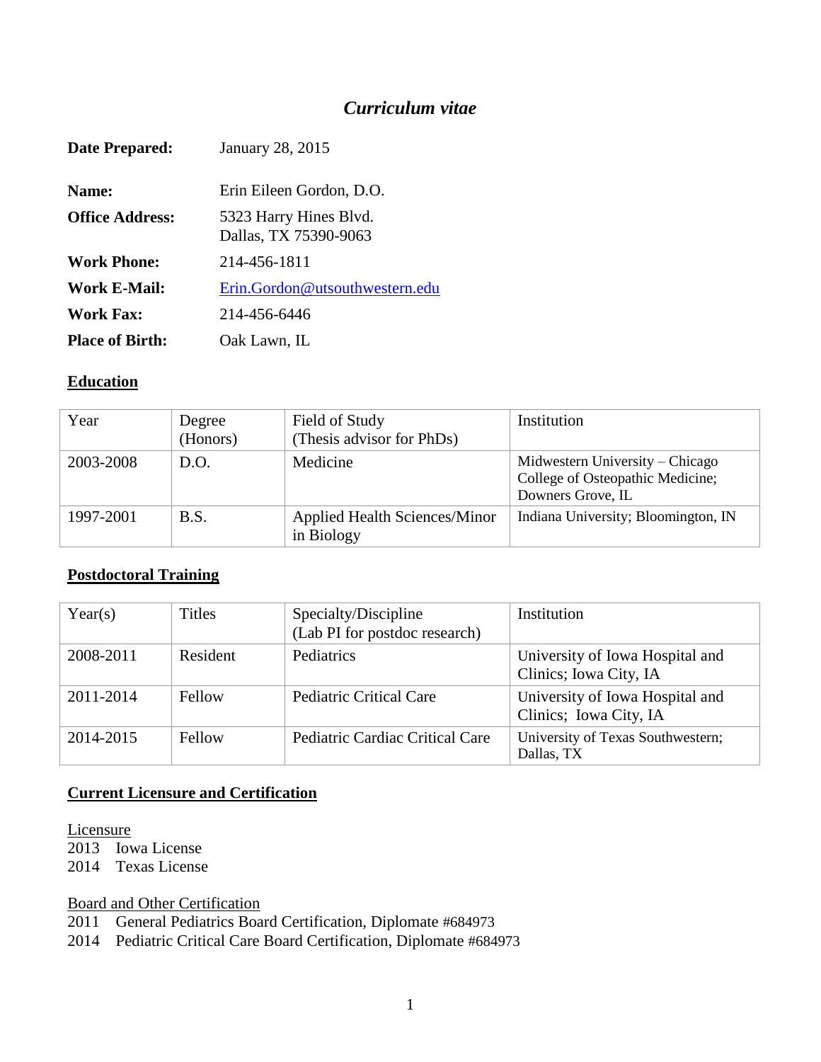# *Curriculum vitae*

| | |
|---|---|
| **Date Prepared:** | January 28, 2015 |
| **Name:** | Erin Eileen Gordon, D.O. |
| **Office Address:** | 5323 Harry Hines Blvd.<br>Dallas, TX 75390-9063 |
| **Work Phone:** | 214-456-1811 |
| **Work E-Mail:** | Erin.Gordon@utsouthwestern.edu |
| **Work Fax:** | 214-456-6446 |
| **Place of Birth:** | Oak Lawn, IL |

## Education

| Year | Degree (Honors) | Field of Study (Thesis advisor for PhDs) | Institution |
|---|---|---|---|
| 2003-2008 | D.O. | Medicine | Midwestern University – Chicago College of Osteopathic Medicine; Downers Grove, IL |
| 1997-2001 | B.S. | Applied Health Sciences/Minor in Biology | Indiana University; Bloomington, IN |

## Postdoctoral Training

| Year(s) | Titles | Specialty/Discipline (Lab PI for postdoc research) | Institution |
|---|---|---|---|
| 2008-2011 | Resident | Pediatrics | University of Iowa Hospital and Clinics; Iowa City, IA |
| 2011-2014 | Fellow | Pediatric Critical Care | University of Iowa Hospital and Clinics; Iowa City, IA |
| 2014-2015 | Fellow | Pediatric Cardiac Critical Care | University of Texas Southwestern; Dallas, TX |

## Current Licensure and Certification

Licensure

2013 Iowa License
2014 Texas License

Board and Other Certification

2011 General Pediatrics Board Certification, Diplomate #684973
2014 Pediatric Critical Care Board Certification, Diplomate #684973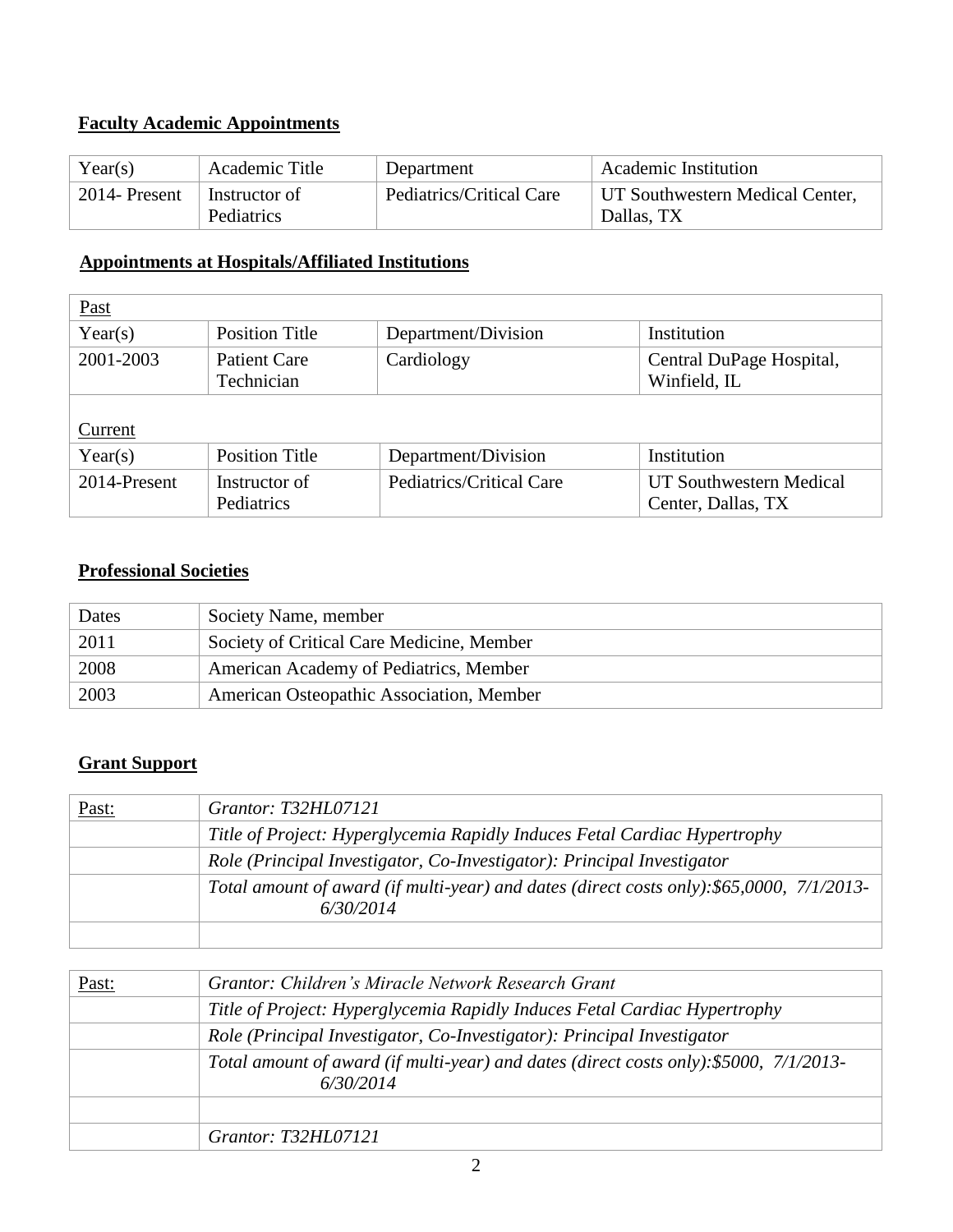**Faculty Academic Appointments**

| Year(s) | Academic Title | Department | Academic Institution |
|---|---|---|---|
| 2014- Present | Instructor of Pediatrics | Pediatrics/Critical Care | UT Southwestern Medical Center, Dallas, TX |

**Appointments at Hospitals/Affiliated Institutions**

| Past | | | |
|---|---|---|---|
| Year(s) | Position Title | Department/Division | Institution |
| 2001-2003 | Patient Care Technician | Cardiology | Central DuPage Hospital, Winfield, IL |

| Current | | | |
|---|---|---|---|
| Year(s) | Position Title | Department/Division | Institution |
| 2014-Present | Instructor of Pediatrics | Pediatrics/Critical Care | UT Southwestern Medical Center, Dallas, TX |

**Professional Societies**

| Dates | Society Name, member |
|---|---|
| 2011 | Society of Critical Care Medicine, Member |
| 2008 | American Academy of Pediatrics, Member |
| 2003 | American Osteopathic Association, Member |

**Grant Support**

| Past: | *Grantor: T32HL07121* |
|---|---|
| | *Title of Project: Hyperglycemia Rapidly Induces Fetal Cardiac Hypertrophy* |
| | *Role (Principal Investigator, Co-Investigator): Principal Investigator* |
| | *Total amount of award (if multi-year) and dates (direct costs only):$65,0000, 7/1/2013-6/30/2014* |
| | |

| Past: | *Grantor: Children's Miracle Network Research Grant* |
|---|---|
| | *Title of Project: Hyperglycemia Rapidly Induces Fetal Cardiac Hypertrophy* |
| | *Role (Principal Investigator, Co-Investigator): Principal Investigator* |
| | *Total amount of award (if multi-year) and dates (direct costs only):$5000, 7/1/2013-6/30/2014* |
| | |
| | *Grantor: T32HL07121* |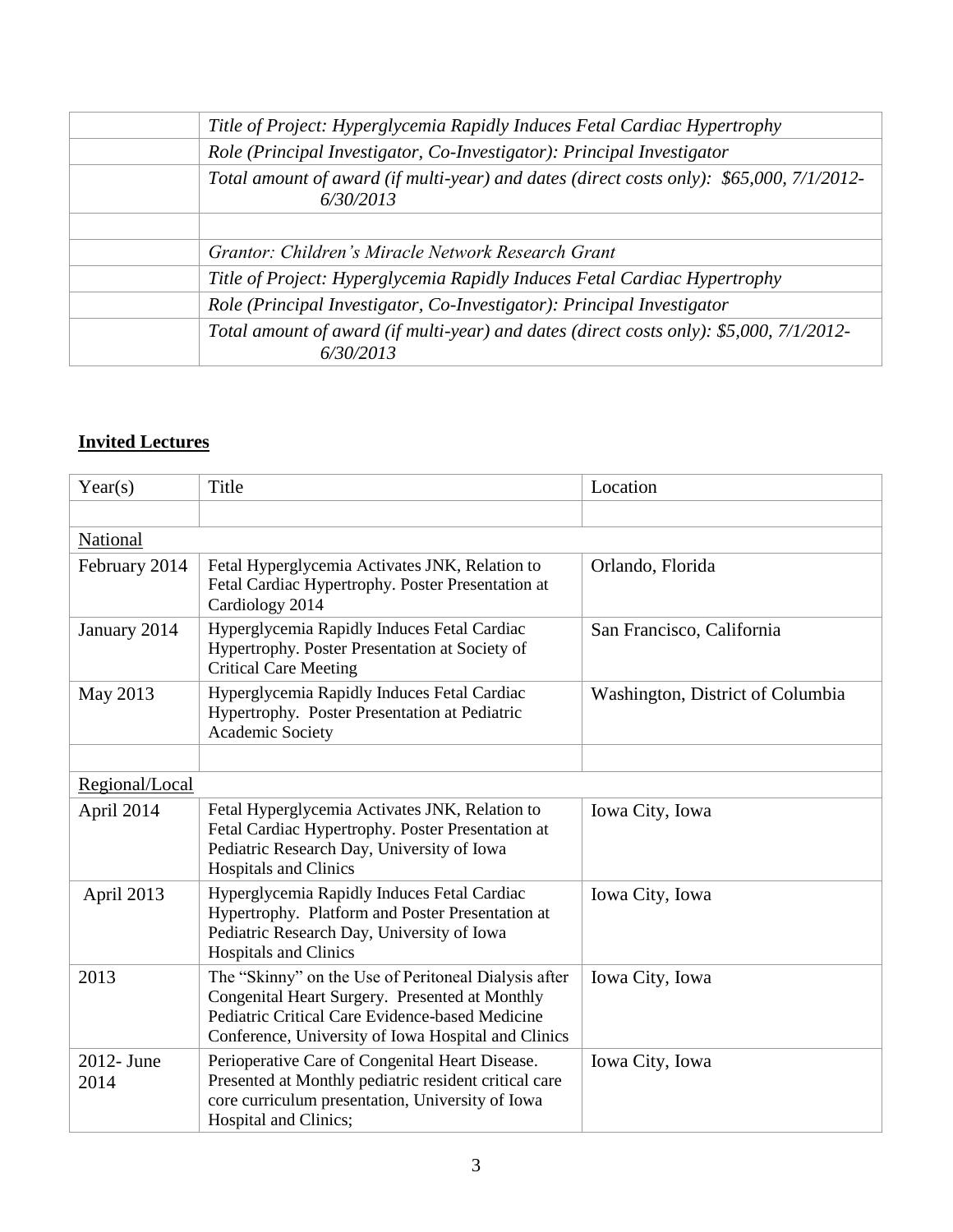| | |
|---|---|
| | *Title of Project: Hyperglycemia Rapidly Induces Fetal Cardiac Hypertrophy* |
| | *Role (Principal Investigator, Co-Investigator): Principal Investigator* |
| | *Total amount of award (if multi-year) and dates (direct costs only): $65,000, 7/1/2012-6/30/2013* |
| | |
| | *Grantor: Children's Miracle Network Research Grant* |
| | *Title of Project: Hyperglycemia Rapidly Induces Fetal Cardiac Hypertrophy* |
| | *Role (Principal Investigator, Co-Investigator): Principal Investigator* |
| | *Total amount of award (if multi-year) and dates (direct costs only): $5,000, 7/1/2012-6/30/2013* |

## Invited Lectures

| Year(s) | Title | Location |
|---|---|---|
| | | |
| National | | |
| February 2014 | Fetal Hyperglycemia Activates JNK, Relation to Fetal Cardiac Hypertrophy. Poster Presentation at Cardiology 2014 | Orlando, Florida |
| January 2014 | Hyperglycemia Rapidly Induces Fetal Cardiac Hypertrophy. Poster Presentation at Society of Critical Care Meeting | San Francisco, California |
| May 2013 | Hyperglycemia Rapidly Induces Fetal Cardiac Hypertrophy. Poster Presentation at Pediatric Academic Society | Washington, District of Columbia |
| | | |
| Regional/Local | | |
| April 2014 | Fetal Hyperglycemia Activates JNK, Relation to Fetal Cardiac Hypertrophy. Poster Presentation at Pediatric Research Day, University of Iowa Hospitals and Clinics | Iowa City, Iowa |
| April 2013 | Hyperglycemia Rapidly Induces Fetal Cardiac Hypertrophy. Platform and Poster Presentation at Pediatric Research Day, University of Iowa Hospitals and Clinics | Iowa City, Iowa |
| 2013 | The "Skinny" on the Use of Peritoneal Dialysis after Congenital Heart Surgery. Presented at Monthly Pediatric Critical Care Evidence-based Medicine Conference, University of Iowa Hospital and Clinics | Iowa City, Iowa |
| 2012- June 2014 | Perioperative Care of Congenital Heart Disease. Presented at Monthly pediatric resident critical care core curriculum presentation, University of Iowa Hospital and Clinics; | Iowa City, Iowa |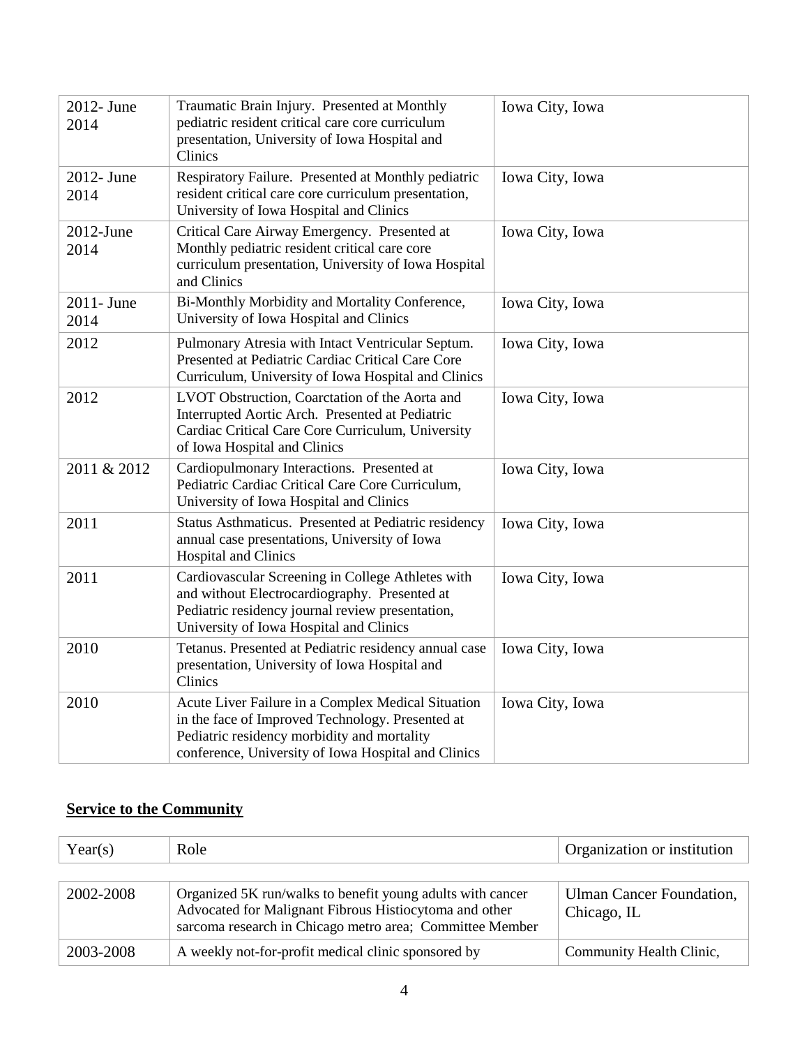| | | |
|---|---|---|
| 2012- June 2014 | Traumatic Brain Injury. Presented at Monthly pediatric resident critical care core curriculum presentation, University of Iowa Hospital and Clinics | Iowa City, Iowa |
| 2012- June 2014 | Respiratory Failure. Presented at Monthly pediatric resident critical care core curriculum presentation, University of Iowa Hospital and Clinics | Iowa City, Iowa |
| 2012-June 2014 | Critical Care Airway Emergency. Presented at Monthly pediatric resident critical care core curriculum presentation, University of Iowa Hospital and Clinics | Iowa City, Iowa |
| 2011- June 2014 | Bi-Monthly Morbidity and Mortality Conference, University of Iowa Hospital and Clinics | Iowa City, Iowa |
| 2012 | Pulmonary Atresia with Intact Ventricular Septum. Presented at Pediatric Cardiac Critical Care Core Curriculum, University of Iowa Hospital and Clinics | Iowa City, Iowa |
| 2012 | LVOT Obstruction, Coarctation of the Aorta and Interrupted Aortic Arch. Presented at Pediatric Cardiac Critical Care Core Curriculum, University of Iowa Hospital and Clinics | Iowa City, Iowa |
| 2011 & 2012 | Cardiopulmonary Interactions. Presented at Pediatric Cardiac Critical Care Core Curriculum, University of Iowa Hospital and Clinics | Iowa City, Iowa |
| 2011 | Status Asthmaticus. Presented at Pediatric residency annual case presentations, University of Iowa Hospital and Clinics | Iowa City, Iowa |
| 2011 | Cardiovascular Screening in College Athletes with and without Electrocardiography. Presented at Pediatric residency journal review presentation, University of Iowa Hospital and Clinics | Iowa City, Iowa |
| 2010 | Tetanus. Presented at Pediatric residency annual case presentation, University of Iowa Hospital and Clinics | Iowa City, Iowa |
| 2010 | Acute Liver Failure in a Complex Medical Situation in the face of Improved Technology. Presented at Pediatric residency morbidity and mortality conference, University of Iowa Hospital and Clinics | Iowa City, Iowa |

## Service to the Community

| Year(s) | Role | Organization or institution |
|---|---|---|
| 2002-2008 | Organized 5K run/walks to benefit young adults with cancer Advocated for Malignant Fibrous Histiocytoma and other sarcoma research in Chicago metro area; Committee Member | Ulman Cancer Foundation, Chicago, IL |
| 2003-2008 | A weekly not-for-profit medical clinic sponsored by | Community Health Clinic, |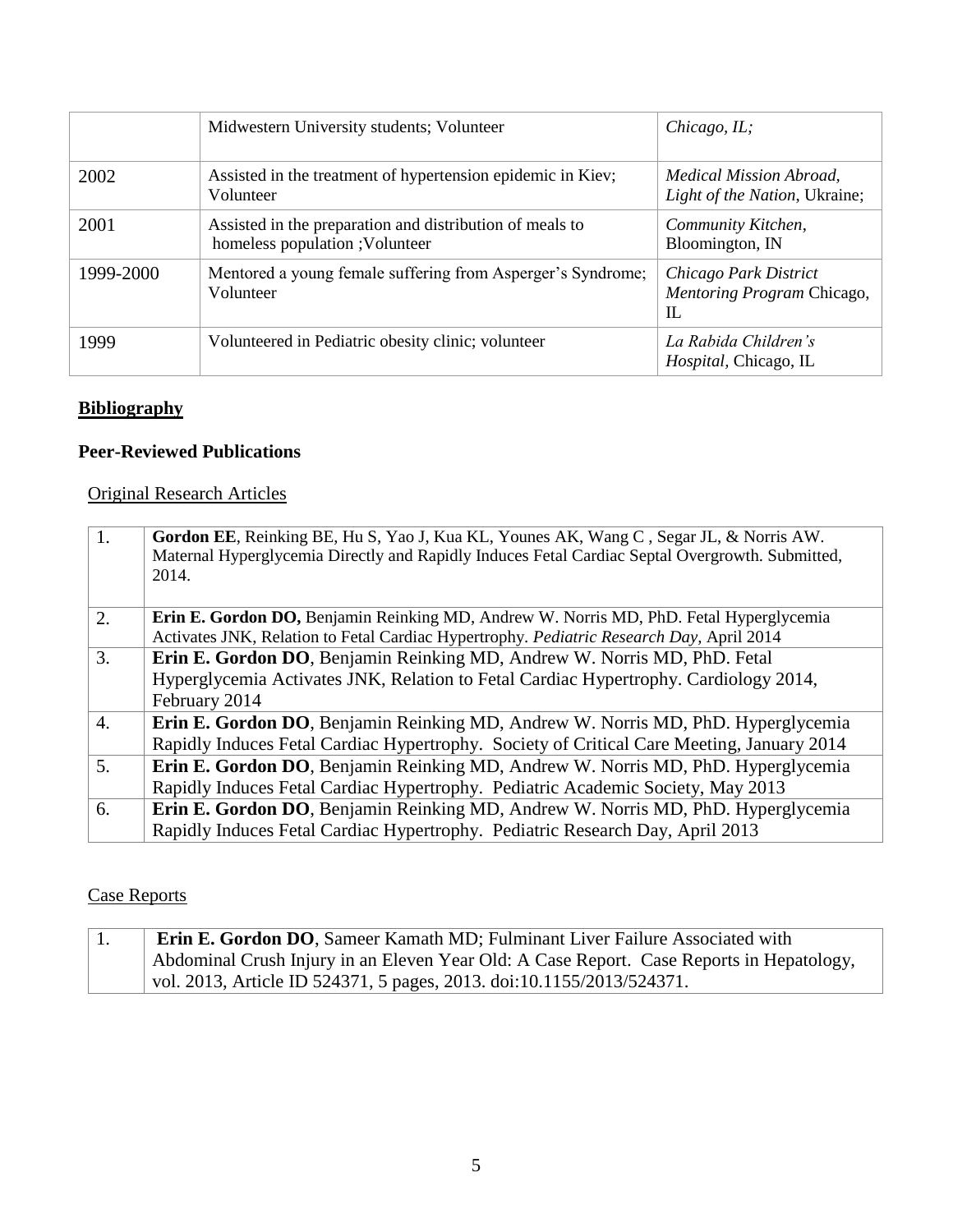| | | |
|---|---|---|
| | Midwestern University students; Volunteer | *Chicago, IL;* |
| 2002 | Assisted in the treatment of hypertension epidemic in Kiev; Volunteer | *Medical Mission Abroad, Light of the Nation*, Ukraine; |
| 2001 | Assisted in the preparation and distribution of meals to homeless population ;Volunteer | *Community Kitchen*, Bloomington, IN |
| 1999-2000 | Mentored a young female suffering from Asperger's Syndrome; Volunteer | *Chicago Park District Mentoring Program* Chicago, IL |
| 1999 | Volunteered in Pediatric obesity clinic; volunteer | *La Rabida Children's Hospital*, Chicago, IL |

## Bibliography

### Peer-Reviewed Publications

Original Research Articles

| | |
|---|---|
| 1. | **Gordon EE**, Reinking BE, Hu S, Yao J, Kua KL, Younes AK, Wang C , Segar JL, & Norris AW. Maternal Hyperglycemia Directly and Rapidly Induces Fetal Cardiac Septal Overgrowth. Submitted, 2014. |
| 2. | **Erin E. Gordon DO,** Benjamin Reinking MD, Andrew W. Norris MD, PhD. Fetal Hyperglycemia Activates JNK, Relation to Fetal Cardiac Hypertrophy. *Pediatric Research Day*, April 2014 |
| 3. | **Erin E. Gordon DO**, Benjamin Reinking MD, Andrew W. Norris MD, PhD. Fetal Hyperglycemia Activates JNK, Relation to Fetal Cardiac Hypertrophy. Cardiology 2014, February 2014 |
| 4. | **Erin E. Gordon DO**, Benjamin Reinking MD, Andrew W. Norris MD, PhD. Hyperglycemia Rapidly Induces Fetal Cardiac Hypertrophy. Society of Critical Care Meeting, January 2014 |
| 5. | **Erin E. Gordon DO**, Benjamin Reinking MD, Andrew W. Norris MD, PhD. Hyperglycemia Rapidly Induces Fetal Cardiac Hypertrophy. Pediatric Academic Society, May 2013 |
| 6. | **Erin E. Gordon DO**, Benjamin Reinking MD, Andrew W. Norris MD, PhD. Hyperglycemia Rapidly Induces Fetal Cardiac Hypertrophy. Pediatric Research Day, April 2013 |

Case Reports

| | |
|---|---|
| 1. | **Erin E. Gordon DO**, Sameer Kamath MD; Fulminant Liver Failure Associated with Abdominal Crush Injury in an Eleven Year Old: A Case Report. Case Reports in Hepatology, vol. 2013, Article ID 524371, 5 pages, 2013. doi:10.1155/2013/524371. |